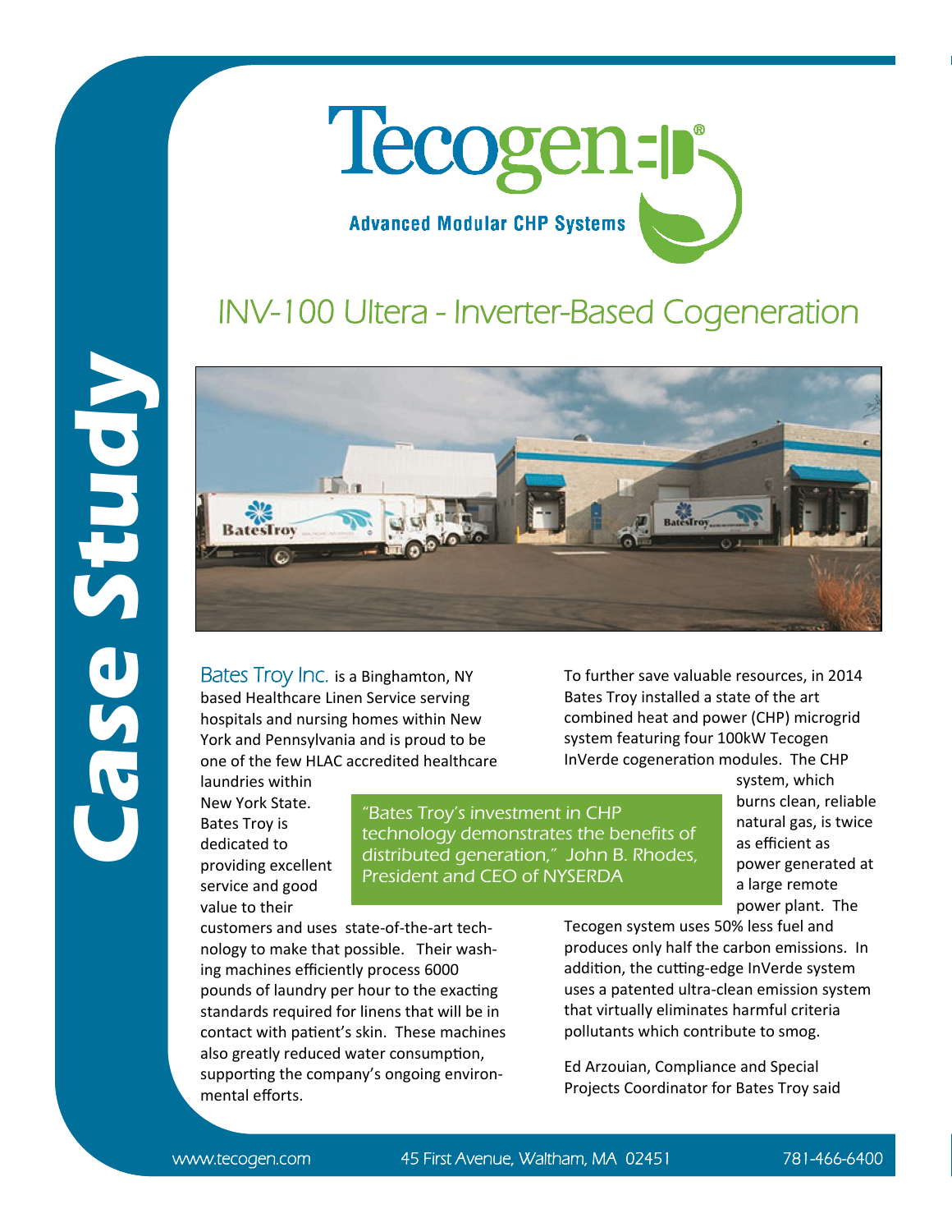# Tecogen

**Advanced Modular CHP Systems**

## INV-100 Ultera - Inverter-Based Cogeneration

**Case Study**

Bates Troy Inc. is a Binghamton, NY based Healthcare Linen Service serving hospitals and nursing homes within New York and Pennsylvania and is proud to be one of the few HLAC accredited healthcare laundries within New York State. Bates Troy is dedicated to providing excellent service and good value to their customers and uses state-of-the-art technology to make that possible. Their washing machines efficiently process 6000 pounds of laundry per hour to the exacting standards required for linens that will be in contact with patient's skin. These machines also greatly reduced water consumption, supporting the company's ongoing environmental efforts.

> *"Bates Troy's investment in CHP technology demonstrates the benefits of distributed generation," John B. Rhodes, President and CEO of NYSERDA*

To further save valuable resources, in 2014 Bates Troy installed a state of the art combined heat and power (CHP) microgrid system featuring four 100kW Tecogen InVerde cogeneration modules. The CHP system, which burns clean, reliable natural gas, is twice as efficient as power generated at a large remote power plant. The Tecogen system uses 50% less fuel and produces only half the carbon emissions. In addition, the cutting-edge InVerde system uses a patented ultra-clean emission system that virtually eliminates harmful criteria pollutants which contribute to smog.

Ed Arzouian, Compliance and Special Projects Coordinator for Bates Troy said

www.tecogen.com 45 First Avenue, Waltham, MA 02451 781-466-6400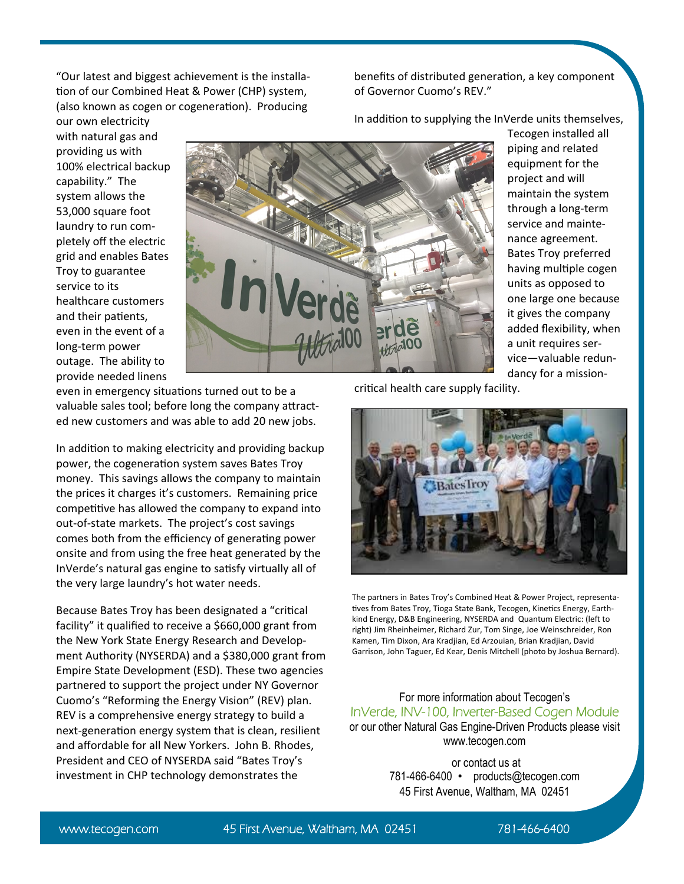"Our latest and biggest achievement is the installation of our Combined Heat & Power (CHP) system, (also known as cogen or cogeneration). Producing our own electricity with natural gas and providing us with 100% electrical backup capability." The system allows the 53,000 square foot laundry to run completely off the electric grid and enables Bates Troy to guarantee service to its healthcare customers and their patients, even in the event of a long-term power outage. The ability to provide needed linens even in emergency situations turned out to be a valuable sales tool; before long the company attracted new customers and was able to add 20 new jobs.

In addition to making electricity and providing backup power, the cogeneration system saves Bates Troy money. This savings allows the company to maintain the prices it charges it's customers. Remaining price competitive has allowed the company to expand into out-of-state markets. The project's cost savings comes both from the efficiency of generating power onsite and from using the free heat generated by the InVerde's natural gas engine to satisfy virtually all of the very large laundry's hot water needs.

Because Bates Troy has been designated a "critical facility" it qualified to receive a $660,000 grant from the New York State Energy Research and Development Authority (NYSERDA) and a $380,000 grant from Empire State Development (ESD). These two agencies partnered to support the project under NY Governor Cuomo's "Reforming the Energy Vision" (REV) plan. REV is a comprehensive energy strategy to build a next-generation energy system that is clean, resilient and affordable for all New Yorkers. John B. Rhodes, President and CEO of NYSERDA said "Bates Troy's investment in CHP technology demonstrates the benefits of distributed generation, a key component of Governor Cuomo's REV."

In addition to supplying the InVerde units themselves, Tecogen installed all piping and related equipment for the project and will maintain the system through a long-term service and maintenance agreement. Bates Troy preferred having multiple cogen units as opposed to one large one because it gives the company added flexibility, when a unit requires service—valuable redundancy for a mission-critical health care supply facility.

The partners in Bates Troy's Combined Heat & Power Project, representatives from Bates Troy, Tioga State Bank, Tecogen, Kinetics Energy, Earthkind Energy, D&B Engineering, NYSERDA and Quantum Electric: (left to right) Jim Rheinheimer, Richard Zur, Tom Singe, Joe Weinschreider, Ron Kamen, Tim Dixon, Ara Kradjian, Ed Arzouian, Brian Kradjian, David Garrison, John Taguer, Ed Kear, Denis Mitchell (photo by Joshua Bernard).

For more information about Tecogen's
InVerde, INV-100, Inverter-Based Cogen Module
or our other Natural Gas Engine-Driven Products please visit
www.tecogen.com

or contact us at
781-466-6400 • products@tecogen.com
45 First Avenue, Waltham, MA 02451